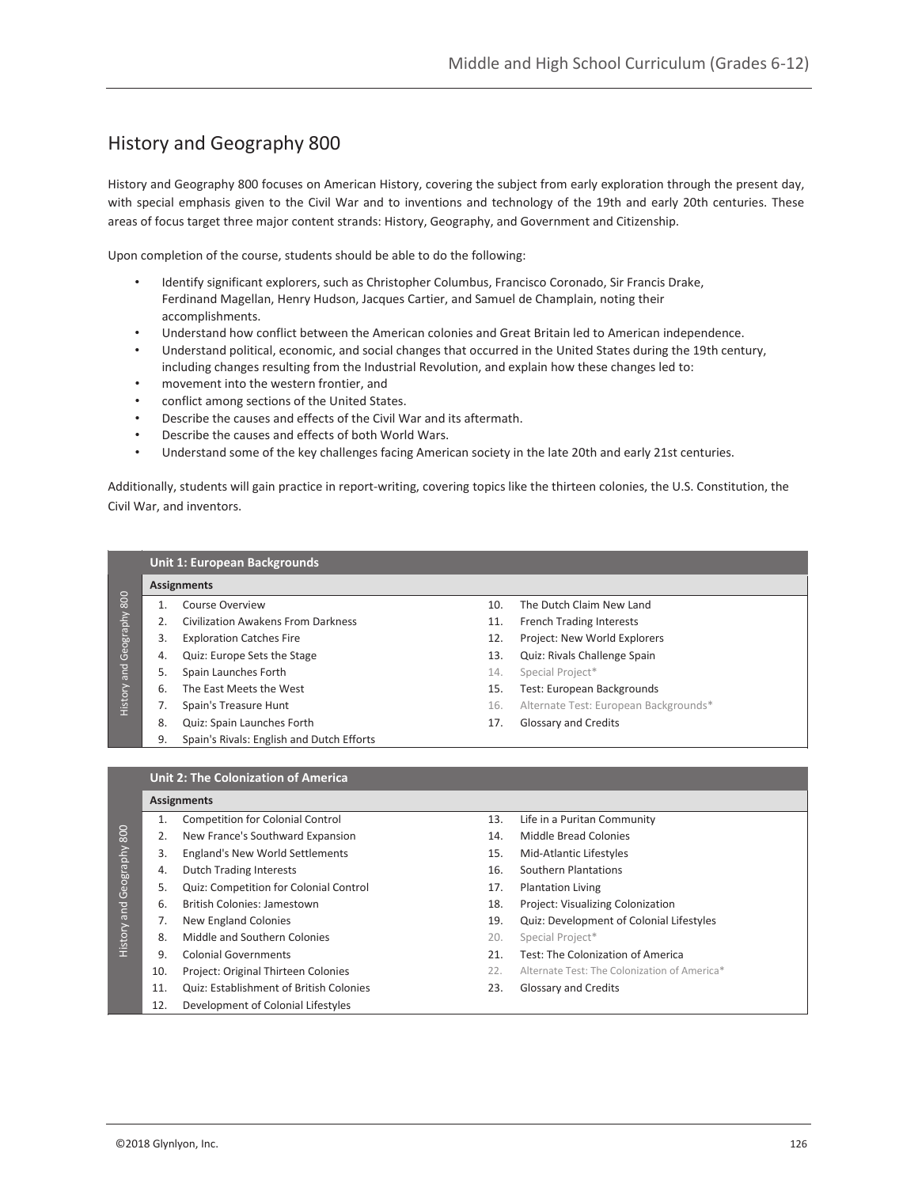## History and Geography 800

History and Geography 800 focuses on American History, covering the subject from early exploration through the present day, with special emphasis given to the Civil War and to inventions and technology of the 19th and early 20th centuries. These areas of focus target three major content strands: History, Geography, and Government and Citizenship.

Upon completion of the course, students should be able to do the following:

- Identify significant explorers, such as Christopher Columbus, Francisco Coronado, Sir Francis Drake, Ferdinand Magellan, Henry Hudson, Jacques Cartier, and Samuel de Champlain, noting their accomplishments.
- Understand how conflict between the American colonies and Great Britain led to American independence.
- Understand political, economic, and social changes that occurred in the United States during the 19th century, including changes resulting from the Industrial Revolution, and explain how these changes led to:
- movement into the western frontier, and
- conflict among sections of the United States.
- Describe the causes and effects of the Civil War and its aftermath.
- Describe the causes and effects of both World Wars.
- Understand some of the key challenges facing American society in the late 20th and early 21st centuries.

Additionally, students will gain practice in report-writing, covering topics like the thirteen colonies, the U.S. Constitution, the Civil War, and inventors.

| Unit 1: European Backgrounds | | | |
|---|---|---|---|
| **Assignments** | | | |
| 1. | Course Overview | 10. | The Dutch Claim New Land |
| 2. | Civilization Awakens From Darkness | 11. | French Trading Interests |
| 3. | Exploration Catches Fire | 12. | Project: New World Explorers |
| 4. | Quiz: Europe Sets the Stage | 13. | Quiz: Rivals Challenge Spain |
| 5. | Spain Launches Forth | 14. | Special Project* |
| 6. | The East Meets the West | 15. | Test: European Backgrounds |
| 7. | Spain's Treasure Hunt | 16. | Alternate Test: European Backgrounds* |
| 8. | Quiz: Spain Launches Forth | 17. | Glossary and Credits |
| 9. | Spain's Rivals: English and Dutch Efforts | | |

| Unit 2: The Colonization of America | | | |
|---|---|---|---|
| **Assignments** | | | |
| 1. | Competition for Colonial Control | 13. | Life in a Puritan Community |
| 2. | New France's Southward Expansion | 14. | Middle Bread Colonies |
| 3. | England's New World Settlements | 15. | Mid-Atlantic Lifestyles |
| 4. | Dutch Trading Interests | 16. | Southern Plantations |
| 5. | Quiz: Competition for Colonial Control | 17. | Plantation Living |
| 6. | British Colonies: Jamestown | 18. | Project: Visualizing Colonization |
| 7. | New England Colonies | 19. | Quiz: Development of Colonial Lifestyles |
| 8. | Middle and Southern Colonies | 20. | Special Project* |
| 9. | Colonial Governments | 21. | Test: The Colonization of America |
| 10. | Project: Original Thirteen Colonies | 22. | Alternate Test: The Colonization of America* |
| 11. | Quiz: Establishment of British Colonies | 23. | Glossary and Credits |
| 12. | Development of Colonial Lifestyles | | |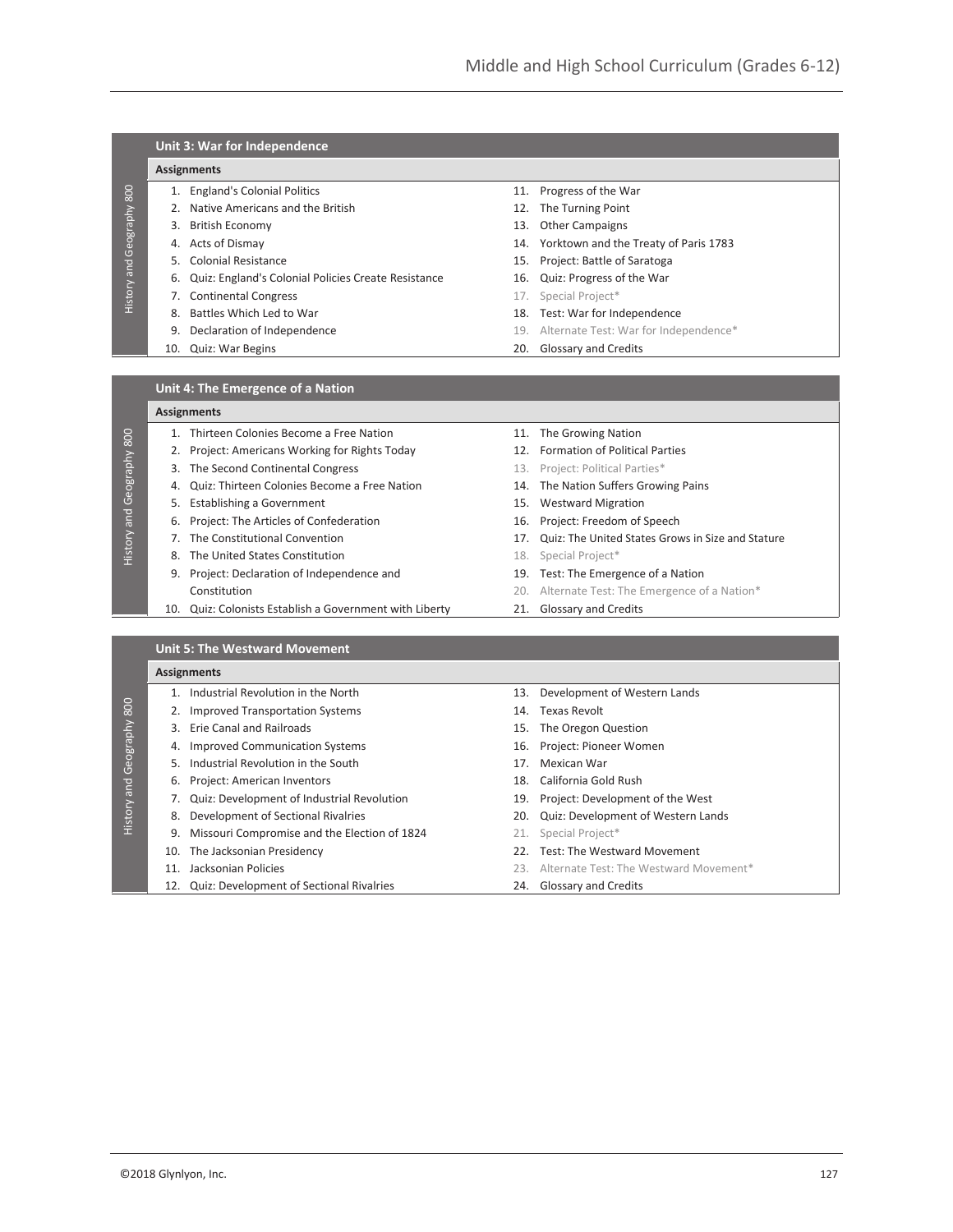## Unit 3: War for Independence

**Assignments**

1. England's Colonial Politics
2. Native Americans and the British
3. British Economy
4. Acts of Dismay
5. Colonial Resistance
6. Quiz: England's Colonial Policies Create Resistance
7. Continental Congress
8. Battles Which Led to War
9. Declaration of Independence
10. Quiz: War Begins
11. Progress of the War
12. The Turning Point
13. Other Campaigns
14. Yorktown and the Treaty of Paris 1783
15. Project: Battle of Saratoga
16. Quiz: Progress of the War
17. Special Project*
18. Test: War for Independence
19. Alternate Test: War for Independence*
20. Glossary and Credits

## Unit 4: The Emergence of a Nation

**Assignments**

1. Thirteen Colonies Become a Free Nation
2. Project: Americans Working for Rights Today
3. The Second Continental Congress
4. Quiz: Thirteen Colonies Become a Free Nation
5. Establishing a Government
6. Project: The Articles of Confederation
7. The Constitutional Convention
8. The United States Constitution
9. Project: Declaration of Independence and Constitution
10. Quiz: Colonists Establish a Government with Liberty
11. The Growing Nation
12. Formation of Political Parties
13. Project: Political Parties*
14. The Nation Suffers Growing Pains
15. Westward Migration
16. Project: Freedom of Speech
17. Quiz: The United States Grows in Size and Stature
18. Special Project*
19. Test: The Emergence of a Nation
20. Alternate Test: The Emergence of a Nation*
21. Glossary and Credits

## Unit 5: The Westward Movement

**Assignments**

1. Industrial Revolution in the North
2. Improved Transportation Systems
3. Erie Canal and Railroads
4. Improved Communication Systems
5. Industrial Revolution in the South
6. Project: American Inventors
7. Quiz: Development of Industrial Revolution
8. Development of Sectional Rivalries
9. Missouri Compromise and the Election of 1824
10. The Jacksonian Presidency
11. Jacksonian Policies
12. Quiz: Development of Sectional Rivalries
13. Development of Western Lands
14. Texas Revolt
15. The Oregon Question
16. Project: Pioneer Women
17. Mexican War
18. California Gold Rush
19. Project: Development of the West
20. Quiz: Development of Western Lands
21. Special Project*
22. Test: The Westward Movement
23. Alternate Test: The Westward Movement*
24. Glossary and Credits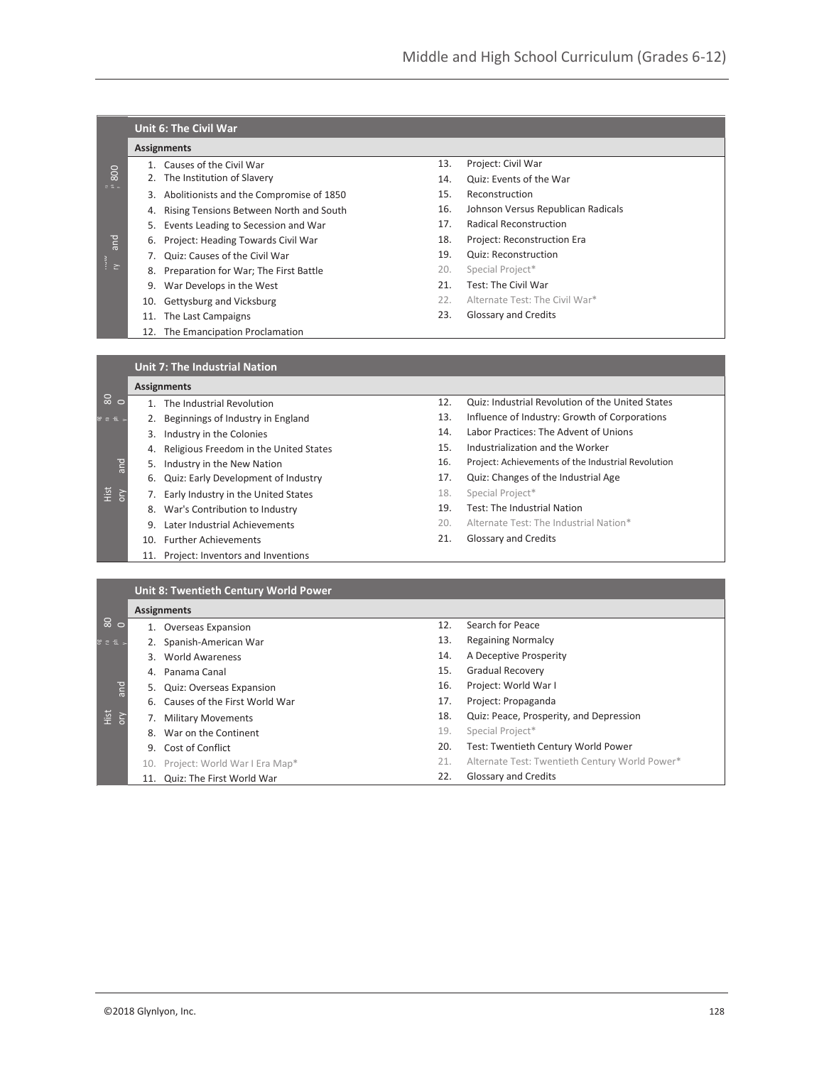## Unit 6: The Civil War

**Assignments**

1. Causes of the Civil War
2. The Institution of Slavery
3. Abolitionists and the Compromise of 1850
4. Rising Tensions Between North and South
5. Events Leading to Secession and War
6. Project: Heading Towards Civil War
7. Quiz: Causes of the Civil War
8. Preparation for War; The First Battle
9. War Develops in the West
10. Gettysburg and Vicksburg
11. The Last Campaigns
12. The Emancipation Proclamation
13. Project: Civil War
14. Quiz: Events of the War
15. Reconstruction
16. Johnson Versus Republican Radicals
17. Radical Reconstruction
18. Project: Reconstruction Era
19. Quiz: Reconstruction
20. Special Project*
21. Test: The Civil War
22. Alternate Test: The Civil War*
23. Glossary and Credits

## Unit 7: The Industrial Nation

**Assignments**

1. The Industrial Revolution
2. Beginnings of Industry in England
3. Industry in the Colonies
4. Religious Freedom in the United States
5. Industry in the New Nation
6. Quiz: Early Development of Industry
7. Early Industry in the United States
8. War's Contribution to Industry
9. Later Industrial Achievements
10. Further Achievements
11. Project: Inventors and Inventions
12. Quiz: Industrial Revolution of the United States
13. Influence of Industry: Growth of Corporations
14. Labor Practices: The Advent of Unions
15. Industrialization and the Worker
16. Project: Achievements of the Industrial Revolution
17. Quiz: Changes of the Industrial Age
18. Special Project*
19. Test: The Industrial Nation
20. Alternate Test: The Industrial Nation*
21. Glossary and Credits

## Unit 8: Twentieth Century World Power

**Assignments**

1. Overseas Expansion
2. Spanish-American War
3. World Awareness
4. Panama Canal
5. Quiz: Overseas Expansion
6. Causes of the First World War
7. Military Movements
8. War on the Continent
9. Cost of Conflict
10. Project: World War I Era Map*
11. Quiz: The First World War
12. Search for Peace
13. Regaining Normalcy
14. A Deceptive Prosperity
15. Gradual Recovery
16. Project: World War I
17. Project: Propaganda
18. Quiz: Peace, Prosperity, and Depression
19. Special Project*
20. Test: Twentieth Century World Power
21. Alternate Test: Twentieth Century World Power*
22. Glossary and Credits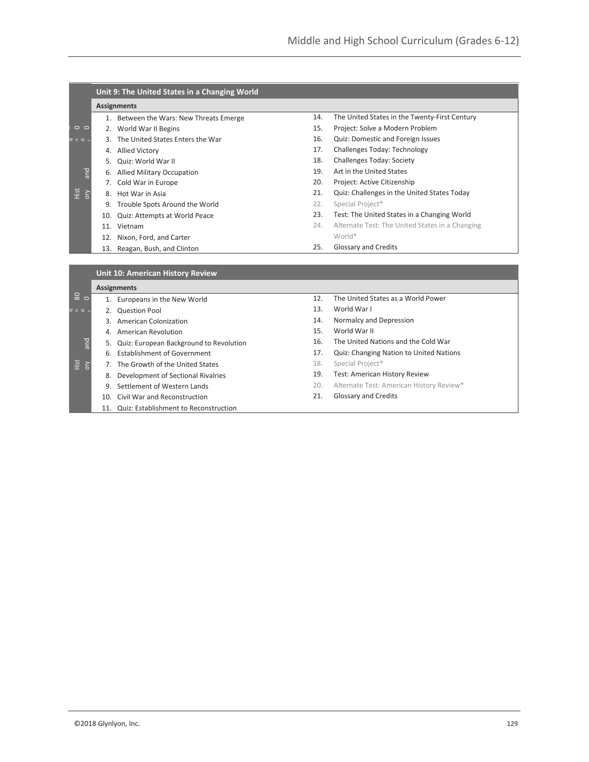## Unit 9: The United States in a Changing World

**Assignments**

1. Between the Wars: New Threats Emerge
2. World War II Begins
3. The United States Enters the War
4. Allied Victory
5. Quiz: World War II
6. Allied Military Occupation
7. Cold War in Europe
8. Hot War in Asia
9. Trouble Spots Around the World
10. Quiz: Attempts at World Peace
11. Vietnam
12. Nixon, Ford, and Carter
13. Reagan, Bush, and Clinton
14. The United States in the Twenty-First Century
15. Project: Solve a Modern Problem
16. Quiz: Domestic and Foreign Issues
17. Challenges Today: Technology
18. Challenges Today: Society
19. Art in the United States
20. Project: Active Citizenship
21. Quiz: Challenges in the United States Today
22. Special Project*
23. Test: The United States in a Changing World
24. Alternate Test: The United States in a Changing World*
25. Glossary and Credits

## Unit 10: American History Review

**Assignments**

1. Europeans in the New World
2. Question Pool
3. American Colonization
4. American Revolution
5. Quiz: European Background to Revolution
6. Establishment of Government
7. The Growth of the United States
8. Development of Sectional Rivalries
9. Settlement of Western Lands
10. Civil War and Reconstruction
11. Quiz: Establishment to Reconstruction
12. The United States as a World Power
13. World War I
14. Normalcy and Depression
15. World War II
16. The United Nations and the Cold War
17. Quiz: Changing Nation to United Nations
18. Special Project*
19. Test: American History Review
20. Alternate Test: American History Review*
21. Glossary and Credits